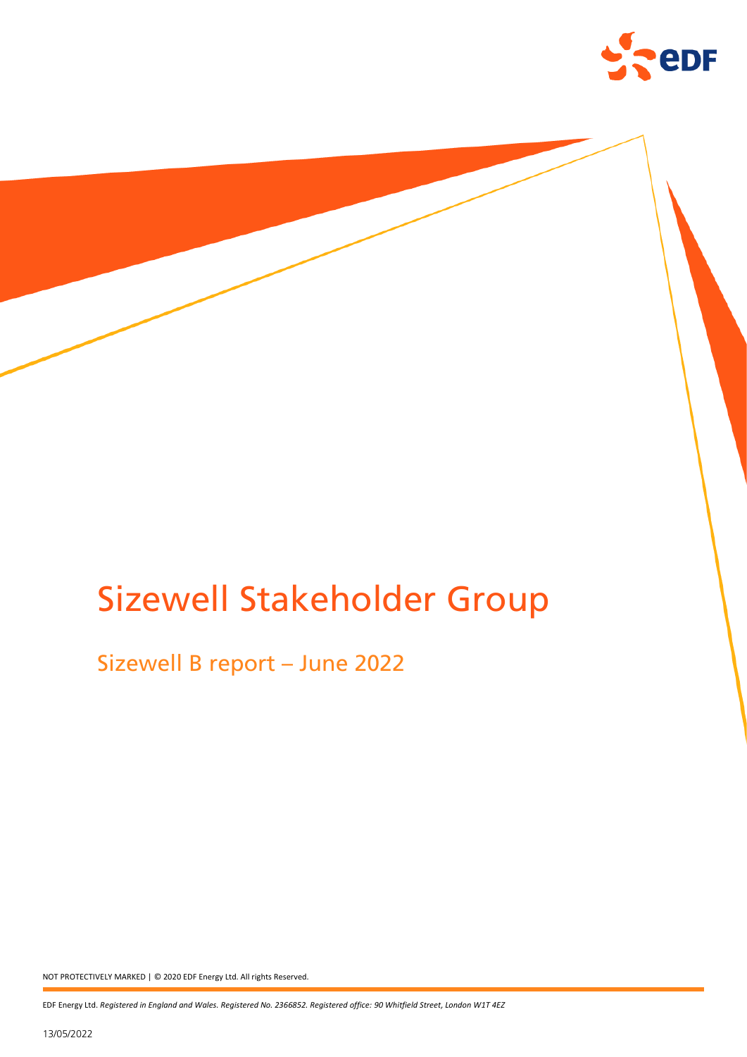# Sizewell Stakeholder Group

## Sizewell B report – June 2022

NOT PROTECTIVELY MARKED | © 2020 EDF Energy Ltd. All rights Reserved.

EDF Energy Ltd. *Registered in England and Wales. Registered No. 2366852. Registered office: 90 Whitfield Street, London W1T 4EZ*

13/05/2022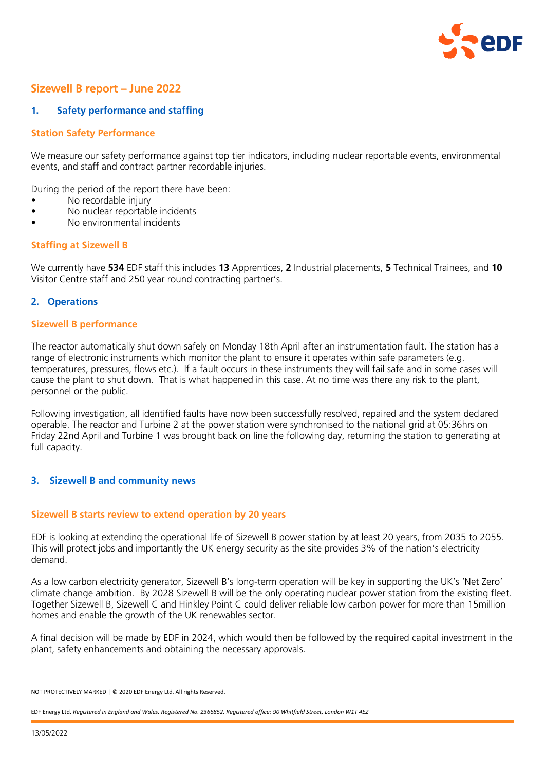## Sizewell B report – June 2022

### 1. Safety performance and staffing

#### Station Safety Performance

We measure our safety performance against top tier indicators, including nuclear reportable events, environmental events, and staff and contract partner recordable injuries.

During the period of the report there have been:

- No recordable injury
- No nuclear reportable incidents
- No environmental incidents

#### Staffing at Sizewell B

We currently have **534** EDF staff this includes **13** Apprentices, **2** Industrial placements, **5** Technical Trainees, and **10** Visitor Centre staff and 250 year round contracting partner's.

### 2. Operations

#### Sizewell B performance

The reactor automatically shut down safely on Monday 18th April after an instrumentation fault. The station has a range of electronic instruments which monitor the plant to ensure it operates within safe parameters (e.g. temperatures, pressures, flows etc.). If a fault occurs in these instruments they will fail safe and in some cases will cause the plant to shut down. That is what happened in this case. At no time was there any risk to the plant, personnel or the public.

Following investigation, all identified faults have now been successfully resolved, repaired and the system declared operable. The reactor and Turbine 2 at the power station were synchronised to the national grid at 05:36hrs on Friday 22nd April and Turbine 1 was brought back on line the following day, returning the station to generating at full capacity.

### 3. Sizewell B and community news

#### Sizewell B starts review to extend operation by 20 years

EDF is looking at extending the operational life of Sizewell B power station by at least 20 years, from 2035 to 2055. This will protect jobs and importantly the UK energy security as the site provides 3% of the nation's electricity demand.

As a low carbon electricity generator, Sizewell B's long-term operation will be key in supporting the UK's 'Net Zero' climate change ambition. By 2028 Sizewell B will be the only operating nuclear power station from the existing fleet. Together Sizewell B, Sizewell C and Hinkley Point C could deliver reliable low carbon power for more than 15million homes and enable the growth of the UK renewables sector.

A final decision will be made by EDF in 2024, which would then be followed by the required capital investment in the plant, safety enhancements and obtaining the necessary approvals.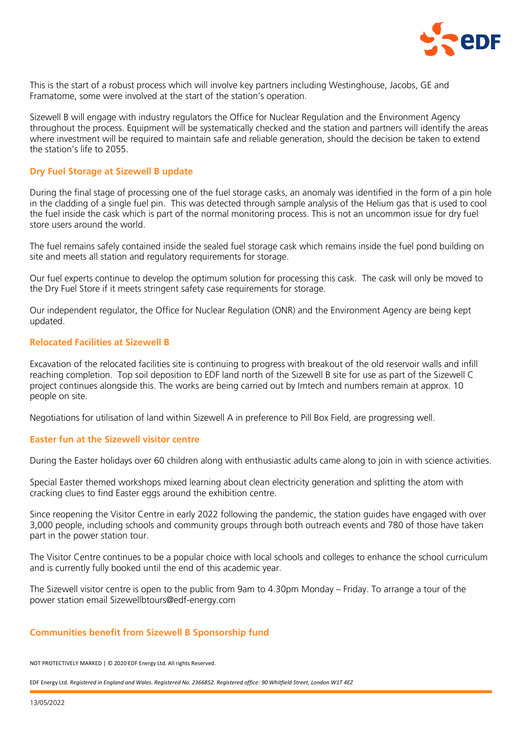This is the start of a robust process which will involve key partners including Westinghouse, Jacobs, GE and Framatome, some were involved at the start of the station's operation.

Sizewell B will engage with industry regulators the Office for Nuclear Regulation and the Environment Agency throughout the process. Equipment will be systematically checked and the station and partners will identify the areas where investment will be required to maintain safe and reliable generation, should the decision be taken to extend the station's life to 2055.

## Dry Fuel Storage at Sizewell B update

During the final stage of processing one of the fuel storage casks, an anomaly was identified in the form of a pin hole in the cladding of a single fuel pin. This was detected through sample analysis of the Helium gas that is used to cool the fuel inside the cask which is part of the normal monitoring process. This is not an uncommon issue for dry fuel store users around the world.

The fuel remains safely contained inside the sealed fuel storage cask which remains inside the fuel pond building on site and meets all station and regulatory requirements for storage.

Our fuel experts continue to develop the optimum solution for processing this cask. The cask will only be moved to the Dry Fuel Store if it meets stringent safety case requirements for storage.

Our independent regulator, the Office for Nuclear Regulation (ONR) and the Environment Agency are being kept updated.

## Relocated Facilities at Sizewell B

Excavation of the relocated facilities site is continuing to progress with breakout of the old reservoir walls and infill reaching completion. Top soil deposition to EDF land north of the Sizewell B site for use as part of the Sizewell C project continues alongside this. The works are being carried out by Imtech and numbers remain at approx. 10 people on site.

Negotiations for utilisation of land within Sizewell A in preference to Pill Box Field, are progressing well.

## Easter fun at the Sizewell visitor centre

During the Easter holidays over 60 children along with enthusiastic adults came along to join in with science activities.

Special Easter themed workshops mixed learning about clean electricity generation and splitting the atom with cracking clues to find Easter eggs around the exhibition centre.

Since reopening the Visitor Centre in early 2022 following the pandemic, the station guides have engaged with over 3,000 people, including schools and community groups through both outreach events and 780 of those have taken part in the power station tour.

The Visitor Centre continues to be a popular choice with local schools and colleges to enhance the school curriculum and is currently fully booked until the end of this academic year.

The Sizewell visitor centre is open to the public from 9am to 4.30pm Monday – Friday. To arrange a tour of the power station email Sizewellbtours@edf-energy.com

## Communities benefit from Sizewell B Sponsorship fund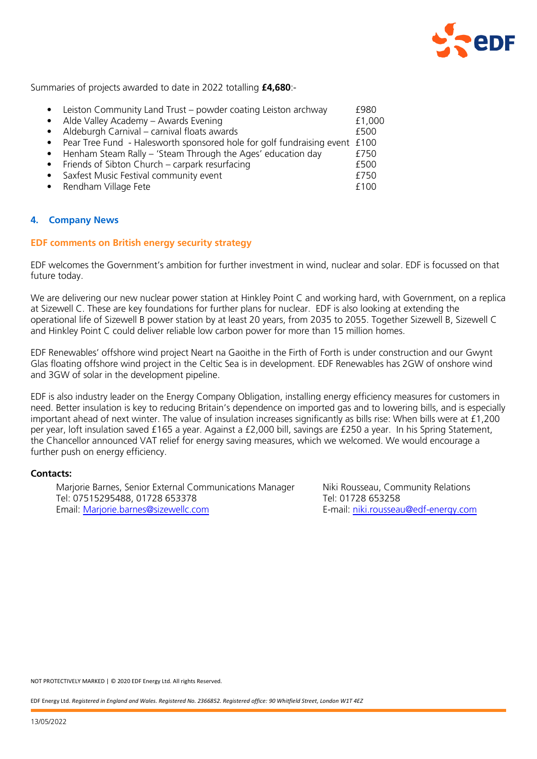Summaries of projects awarded to date in 2022 totalling **£4,680**:-

- Leiston Community Land Trust – powder coating Leiston archway £980
- Alde Valley Academy – Awards Evening £1,000
- Aldeburgh Carnival – carnival floats awards £500
- Pear Tree Fund - Halesworth sponsored hole for golf fundraising event £100
- Henham Steam Rally – 'Steam Through the Ages' education day £750
- Friends of Sibton Church – carpark resurfacing £500
- Saxfest Music Festival community event £750
- Rendham Village Fete £100

## 4. Company News

### EDF comments on British energy security strategy

EDF welcomes the Government's ambition for further investment in wind, nuclear and solar. EDF is focussed on that future today.

We are delivering our new nuclear power station at Hinkley Point C and working hard, with Government, on a replica at Sizewell C. These are key foundations for further plans for nuclear. EDF is also looking at extending the operational life of Sizewell B power station by at least 20 years, from 2035 to 2055. Together Sizewell B, Sizewell C and Hinkley Point C could deliver reliable low carbon power for more than 15 million homes.

EDF Renewables' offshore wind project Neart na Gaoithe in the Firth of Forth is under construction and our Gwynt Glas floating offshore wind project in the Celtic Sea is in development. EDF Renewables has 2GW of onshore wind and 3GW of solar in the development pipeline.

EDF is also industry leader on the Energy Company Obligation, installing energy efficiency measures for customers in need. Better insulation is key to reducing Britain's dependence on imported gas and to lowering bills, and is especially important ahead of next winter. The value of insulation increases significantly as bills rise: When bills were at £1,200 per year, loft insulation saved £165 a year. Against a £2,000 bill, savings are £250 a year. In his Spring Statement, the Chancellor announced VAT relief for energy saving measures, which we welcomed. We would encourage a further push on energy efficiency.

**Contacts:**

Marjorie Barnes, Senior External Communications Manager
Tel: 07515295488, 01728 653378
Email: Marjorie.barnes@sizewellc.com

Niki Rousseau, Community Relations
Tel: 01728 653258
E-mail: niki.rousseau@edf-energy.com